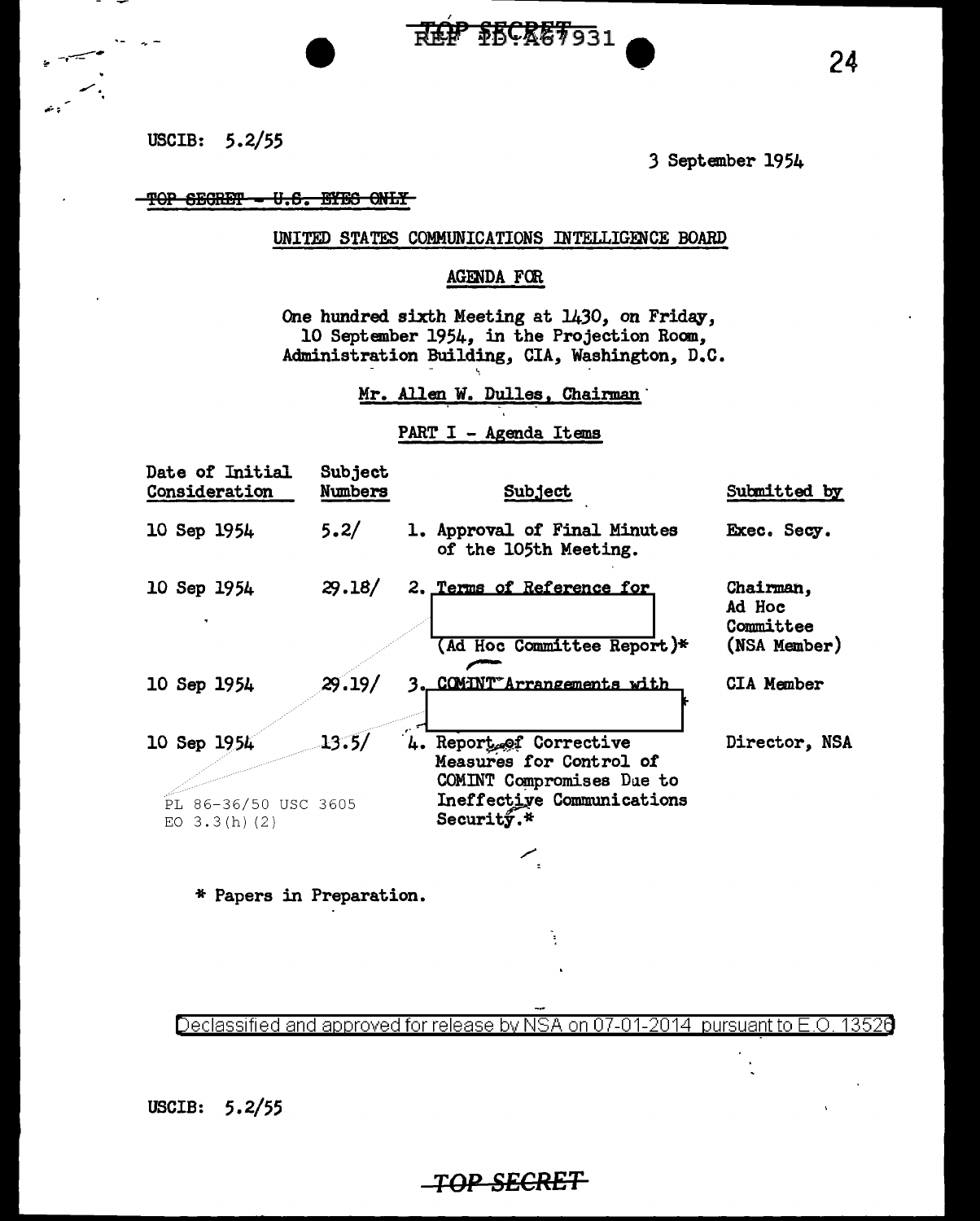USCIB: 5.2/55

3 September 1954

~~TOP SECRET - U.S. EYES ONLY~~

UNITED STATES COMMUNICATIONS INTELLIGENCE BOARD

AGENDA FOR

One hundred sixth Meeting at 1430, on Friday, 10 September 1954, in the Projection Room, Administration Building, CIA, Washington, D.C.

Mr. Allen W. Dulles, Chairman

PART I - Agenda Items

| Date of Initial Consideration | Subject Numbers | Subject | Submitted by |
|---|---|---|---|
| 10 Sep 1954 | 5.2/ | 1. Approval of Final Minutes of the 105th Meeting. | Exec. Secy. |
| 10 Sep 1954 | 29.18/ | 2. Terms of Reference for [REDACTED] (Ad Hoc Committee Report)* | Chairman, Ad Hoc Committee (NSA Member) |
| 10 Sep 1954 | 29.19/ | 3. COMINT Arrangements with [REDACTED]* | CIA Member |
| 10 Sep 1954 | 13.5/ | 4. Report of Corrective Measures for Control of COMINT Compromises Due to Ineffective Communications Security.* | Director, NSA |

PL 86-36/50 USC 3605
EO 3.3(h)(2)

\* Papers in Preparation.

Declassified and approved for release by NSA on 07-01-2014 pursuant to E.O. 13526

USCIB: 5.2/55

~~TOP SECRET~~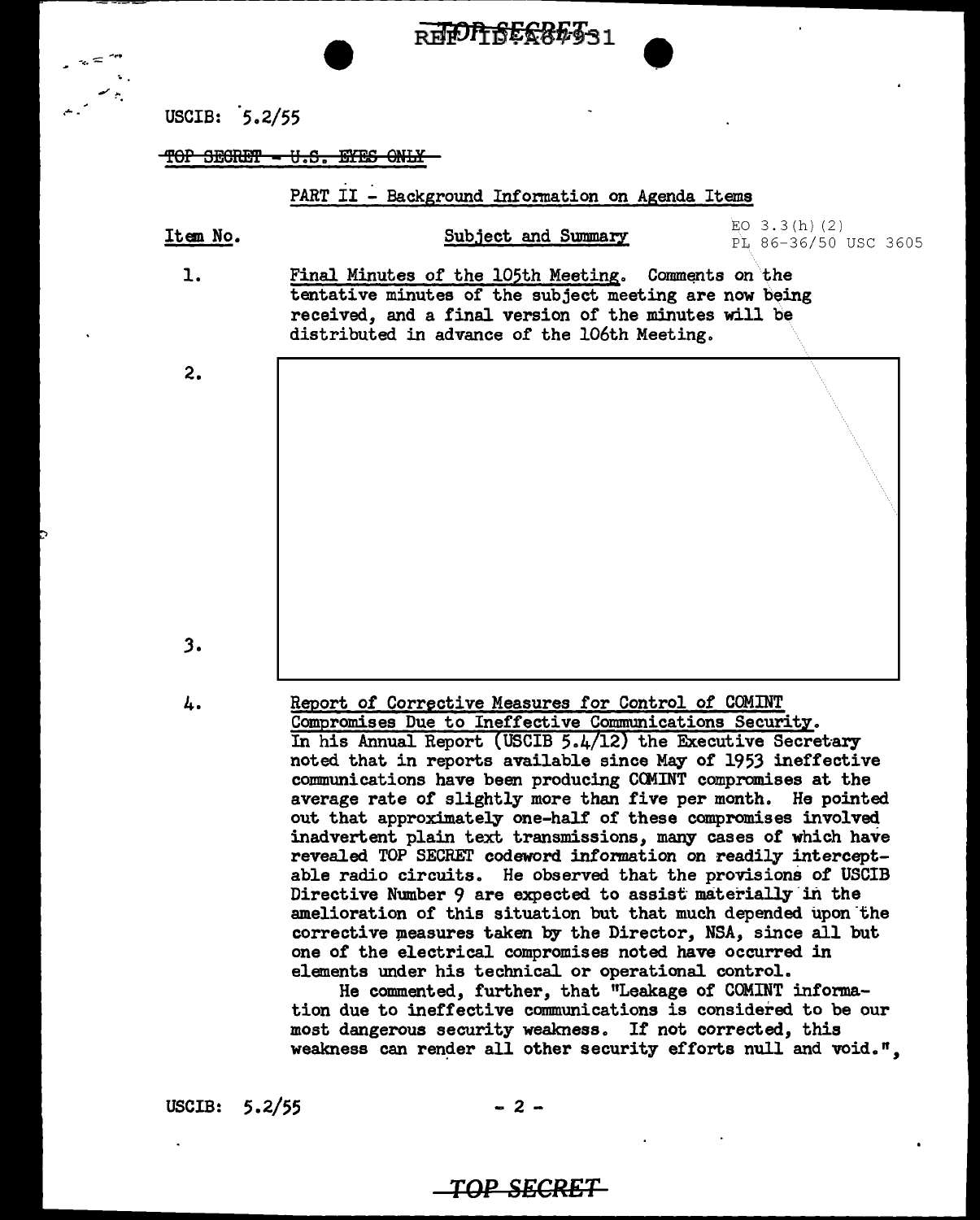USCIB: 5.2/55

~~TOP SECRET - U.S. EYES ONLY~~

PART II - Background Information on Agenda Items

EO 3.3(h)(2)
PL 86-36/50 USC 3605

| Item No. | Subject and Summary |
|---|---|
| 1. | Final Minutes of the 105th Meeting. Comments on the tentative minutes of the subject meeting are now being received, and a final version of the minutes will be distributed in advance of the 106th Meeting. |
| 2. | |
| 3. | |
| 4. | Report of Corrective Measures for Control of COMINT Compromises Due to Ineffective Communications Security. In his Annual Report (USCIB 5.4/12) the Executive Secretary noted that in reports available since May of 1953 ineffective communications have been producing COMINT compromises at the average rate of slightly more than five per month. He pointed out that approximately one-half of these compromises involved inadvertent plain text transmissions, many cases of which have revealed TOP SECRET codeword information on readily interceptable radio circuits. He observed that the provisions of USCIB Directive Number 9 are expected to assist materially in the amelioration of this situation but that much depended upon the corrective measures taken by the Director, NSA, since all but one of the electrical compromises noted have occurred in elements under his technical or operational control. |

He commented, further, that "Leakage of COMINT information due to ineffective communications is considered to be our most dangerous security weakness. If not corrected, this weakness can render all other security efforts null and void.",

USCIB: 5.2/55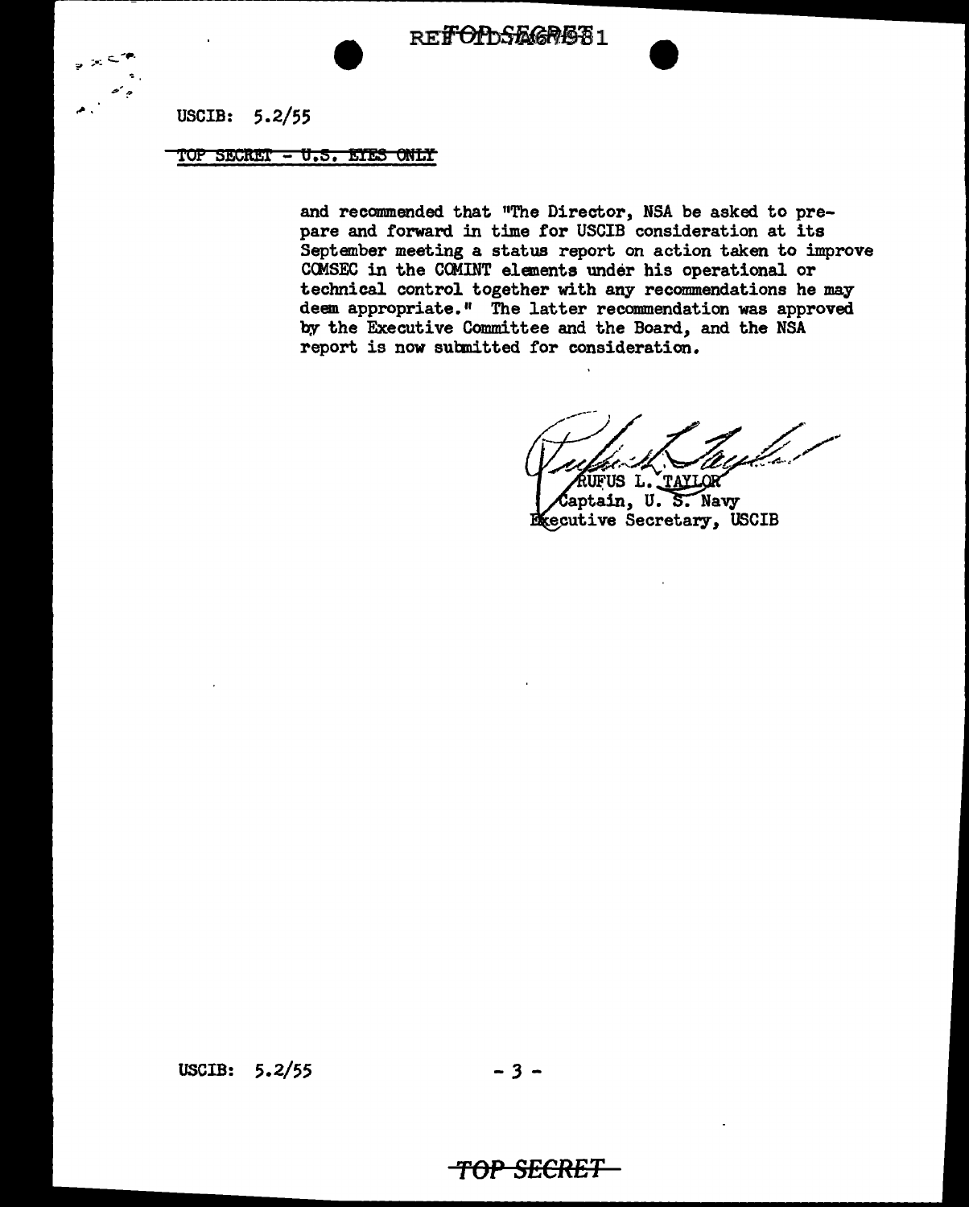USCIB: 5.2/55

TOP SECRET - U.S. EYES ONLY

and recommended that "The Director, NSA be asked to prepare and forward in time for USCIB consideration at its September meeting a status report on action taken to improve COMSEC in the COMINT elements under his operational or technical control together with any recommendations he may deem appropriate." The latter recommendation was approved by the Executive Committee and the Board, and the NSA report is now submitted for consideration.

RUFUS L. TAYLOR
Captain, U. S. Navy
Executive Secretary, USCIB

USCIB: 5.2/55

TOP SECRET